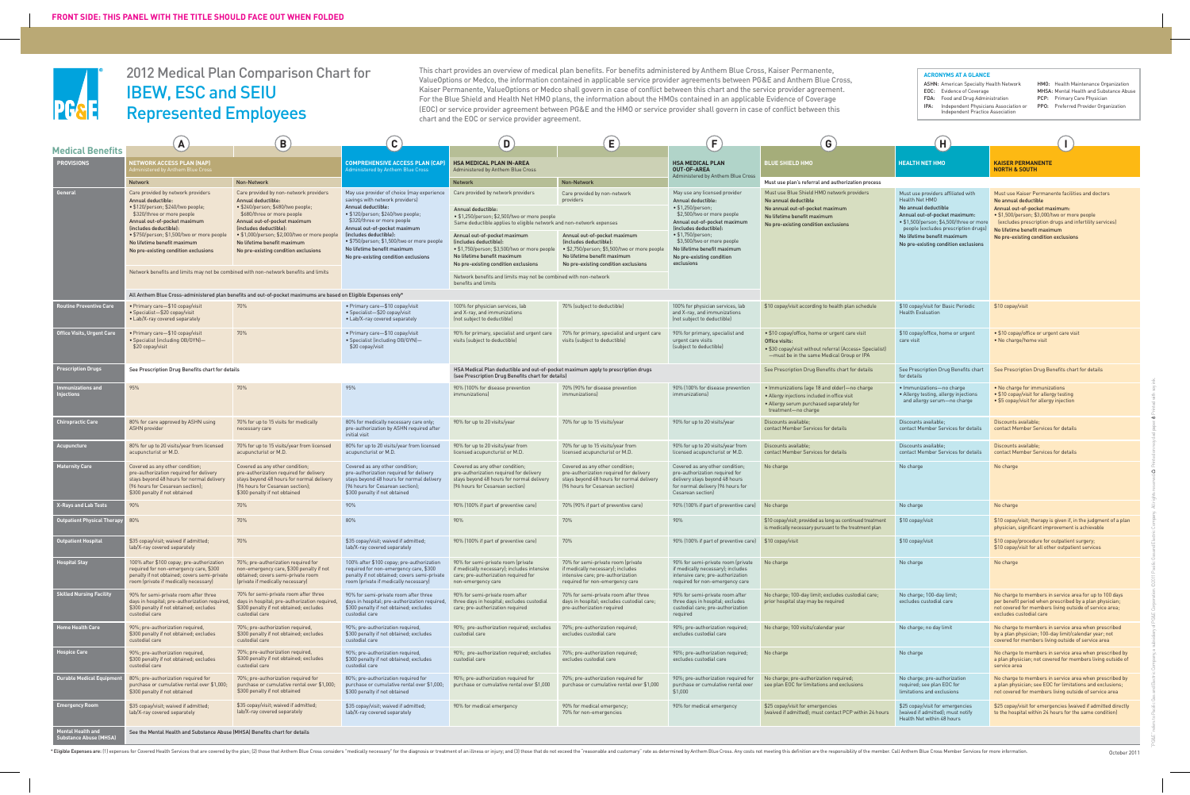FRONT SIDE: THIS PANEL WITH THE TITLE SHOULD FACE OUT WHEN FOLDED

# 2012 Medical Plan Comparison Chart for IBEW, ESC and SEIU Represented Employees

This chart provides an overview of medical plan benefits. For benefits administered by Anthem Blue Cross, Kaiser Permanente, ValueOptions or Medco, the information contained in applicable service provider agreements between PG&E and Anthem Blue Cross, Kaiser Permanente, ValueOptions or Medco shall govern in case of conflict between this chart and the service provider agreement. For the Blue Shield and Health Net HMO plans, the information about the HMOs contained in an applicable Evidence of Coverage (EOC) or service provider agreement between PG&E and the HMO or service provider shall govern in case of conflict between this chart and the EOC or service provider agreement.

**ACRONYMS AT A GLANCE**

- ASHN: American Specialty Health Network
- EOC: Evidence of Coverage
- FDA: Food and Drug Administration
- IPA: Independent Physicians Association or Independent Practice Association
- HMO: Health Maintenance Organization
- MHSA: Mental Health and Substance Abuse
- PCP: Primary Care Physician
- PPO: Preferred Provider Organization

## Medical Benefits

| PROVISIONS | A: NETWORK ACCESS PLAN (NAP) Administered by Anthem Blue Cross — Network | B: NAP — Non-Network | C: COMPREHENSIVE ACCESS PLAN (CAP) Administered by Anthem Blue Cross | D: HSA MEDICAL PLAN IN-AREA Administered by Anthem Blue Cross — Network | E: HSA MEDICAL PLAN IN-AREA — Non-Network | F: HSA MEDICAL PLAN OUT-OF-AREA Administered by Anthem Blue Cross | G: BLUE SHIELD HMO | H: HEALTH NET HMO | I: KAISER PERMANENTE NORTH & SOUTH |
|---|---|---|---|---|---|---|---|---|---|
| General | Care provided by network providers<br>Annual deductible:<br>• $120/person; $240/two people; $320/three or more people<br>Annual out-of-pocket maximum (includes deductible):<br>• $750/person; $1,500/two or more people<br>No lifetime benefit maximum<br>No pre-existing condition exclusions<br>Network benefits and limits may not be combined with non-network benefits and limits<br>All Anthem Blue Cross-administered plan benefits and out-of-pocket maximums are based on Eligible Expenses only* | Care provided by non-network providers<br>Annual deductible:<br>• $240/person; $480/two people; $680/three or more people<br>Annual out-of-pocket maximum (includes deductible):<br>• $1,000/person; $2,000/two or more people<br>No lifetime benefit maximum<br>No pre-existing condition exclusions | May use provider of choice (may experience savings with network providers)<br>Annual deductible:<br>• $120/person; $260/two people; $320/three or more people<br>Annual out-of-pocket maximum (includes deductible):<br>• $750/person; $1,500/two or more people<br>No lifetime benefit maximum<br>No pre-existing condition exclusions | Care provided by network providers<br>Annual deductible:<br>• $1,250/person; $2,500/two or more people<br>Same deductible applies to eligible network and non-network expenses<br>Annual out-of-pocket maximum (includes deductible):<br>• $1,750/person; $3,500/two or more people<br>No lifetime benefit maximum<br>No pre-existing condition exclusions<br>Network benefits and limits may not be combined with non-network benefits and limits | Care provided by non-network providers<br>Annual out-of-pocket maximum (includes deductible):<br>• $2,750/person; $5,500/two or more people<br>No lifetime benefit maximum<br>No pre-existing condition exclusions | May use any licensed provider<br>Annual deductible:<br>• $1,250/person; $2,500/two or more people<br>Annual out-of-pocket maximum (includes deductible):<br>• $1,750/person; $3,500/two or more people<br>No lifetime benefit maximum<br>No pre-existing condition exclusions | Must use plan's referral and authorization process<br>Must use Blue Shield HMO network providers<br>No annual deductible<br>No annual out-of-pocket maximum<br>No lifetime benefit maximum<br>No pre-existing condition exclusions | Must use providers affiliated with Health Net HMO<br>No annual deductible<br>Annual out-of-pocket maximum:<br>• $1,500/person; $4,500/three or more people (excludes prescription drugs)<br>No lifetime benefit maximum<br>No pre-existing condition exclusions | Must use Kaiser Permanente facilities and doctors<br>No annual deductible<br>Annual out-of-pocket maximum:<br>• $1,500/person; $3,000/two or more people (excludes prescription drugs and infertility services)<br>No lifetime benefit maximum<br>No pre-existing condition exclusions |
| Routine Preventive Care | • Primary care—$10 copay/visit<br>• Specialist—$20 copay/visit<br>• Lab/X-ray covered separately | 70% | • Primary care—$10 copay/visit<br>• Specialist—$20 copay/visit<br>• Lab/X-ray covered separately | 100% for physician services, lab and X-ray, and immunizations (not subject to deductible) | 70% (subject to deductible) | 100% for physician services, lab and X-ray, and immunizations (not subject to deductible) | $10 copay/visit according to health plan schedule | $10 copay/visit for Basic Periodic Health Evaluation | $10 copay/visit |
| Office Visits, Urgent Care | • Primary care—$10 copay/visit<br>• Specialist (including OB/GYN)—$20 copay/visit | 70% | • Primary care—$10 copay/visit<br>• Specialist (including OB/GYN)—$20 copay/visit | 90% for primary, specialist and urgent care visits (subject to deductible) | 70% for primary, specialist and urgent care visits (subject to deductible) | 90% for primary, specialist and urgent care visits (subject to deductible) | • $10 copay/office, home or urgent care visit<br>Office visits:<br>• $30 copay/visit without referral (Access+ Specialist) —must be in the same Medical Group or IPA | $10 copay/office, home or urgent care visit | • $10 copay/office or urgent care visit<br>• No charge/home visit |
| Prescription Drugs | See Prescription Drug Benefits chart for details | | | HSA Medical Plan deductible and out-of-pocket maximum apply to prescription drugs (see Prescription Drug Benefits chart for details) | | | See Prescription Drug Benefits chart for details | See Prescription Drug Benefits chart for details | See Prescription Drug Benefits chart for details |
| Immunizations and Injections | 95% | 70% | 95% | 90% (100% for disease prevention immunizations) | 70% (90% for disease prevention immunizations) | 90% (100% for disease prevention immunizations) | • Immunizations (age 18 and older)—no charge<br>• Allergy injections included in office visit<br>• Allergy serum purchased separately for treatment—no charge | • Immunizations—no charge<br>• Allergy testing, allergy injections and allergy serum—no charge | • No charge for immunizations<br>• $10 copay/visit for allergy testing<br>• $5 copay/visit for allergy injection |
| Chiropractic Care | 80% for care approved by ASHN using ASHN provider | 70% for up to 15 visits for medically necessary care | 80% for medically necessary care only; pre-authorization by ASHN required after initial visit | 90% for up to 20 visits/year | 70% for up to 15 visits/year | 90% for up to 20 visits/year | Discounts available; contact Member Services for details | Discounts available; contact Member Services for details | Discounts available; contact Member Services for details |
| Acupuncture | 80% for up to 20 visits/year from licensed acupuncturist or M.D. | 70% for up to 15 visits/year from licensed acupuncturist or M.D. | 80% for up to 20 visits/year from licensed acupuncturist or M.D. | 90% for up to 20 visits/year from licensed acupuncturist or M.D. | 70% for up to 15 visits/year from licensed acupuncturist or M.D. | 90% for up to 20 visits/year from licensed acupuncturist or M.D. | Discounts available; contact Member Services for details | Discounts available; contact Member Services for details | Discounts available; contact Member Services for details |
| Maternity Care | Covered as any other condition; pre-authorization required for delivery stays beyond 48 hours for normal delivery (96 hours for Cesarean section); $300 penalty if not obtained | Covered as any other condition; pre-authorization required for delivery stays beyond 48 hours for normal delivery (96 hours for Cesarean section); $300 penalty if not obtained | Covered as any other condition; pre-authorization required for delivery stays beyond 48 hours for normal delivery (96 hours for Cesarean section); $300 penalty if not obtained | Covered as any other condition; pre-authorization required for delivery stays beyond 48 hours for normal delivery (96 hours for Cesarean section) | Covered as any other condition; pre-authorization required for delivery stays beyond 48 hours for normal delivery (96 hours for Cesarean section) | Covered as any other condition; pre-authorization required for delivery stays beyond 48 hours for normal delivery (96 hours for Cesarean section) | No charge | No charge | No charge |
| X-Rays and Lab Tests | 90% | 70% | 90% | 90% (100% if part of preventive care) | 70% (90% if part of preventive care) | 90% (100% if part of preventive care) | No charge | No charge | No charge |
| Outpatient Physical Therapy | 80% | 70% | 80% | 90% | 70% | 90% | $10 copay/visit; provided as long as continued treatment is medically necessary pursuant to the treatment plan | $10 copay/visit | $10 copay/visit; therapy is given if, in the judgment of a plan physician, significant improvement is achievable |
| Outpatient Hospital | $35 copay/visit; waived if admitted; lab/X-ray covered separately | 70% | $35 copay/visit; waived if admitted; lab/X-ray covered separately | 90% (100% if part of preventive care) | 70% | 90% (100% if part of preventive care) | $10 copay/visit | $10 copay/visit | $10 copay/procedure for outpatient surgery; $10 copay/visit for all other outpatient services |
| Hospital Stay | 100% after $100 copay; pre-authorization required for non-emergency care, $300 penalty if not obtained; covers semi-private room (private if medically necessary) | 70%; pre-authorization required for non-emergency care, $300 penalty if not obtained; covers semi-private room (private if medically necessary) | 100% after $100 copay; pre-authorization required for non-emergency care, $300 penalty if not obtained; covers semi-private room (private if medically necessary) | 90% for semi-private room (private if medically necessary); includes intensive care; pre-authorization required for non-emergency care | 70% for semi-private room (private if medically necessary); includes intensive care; pre-authorization required for non-emergency care | 90% for semi-private room (private if medically necessary); includes intensive care; pre-authorization required for non-emergency care | No charge | No charge | No charge |
| Skilled Nursing Facility | 90% for semi-private room after three days in hospital; pre-authorization required, $300 penalty if not obtained; excludes custodial care | 70% for semi-private room after three days in hospital; pre-authorization required, $300 penalty if not obtained; excludes custodial care | 90% for semi-private room after three days in hospital; pre-authorization required, $300 penalty if not obtained; excludes custodial care | 90% for semi-private room after three days in hospital; excludes custodial care; pre-authorization required | 70% for semi-private room after three days in hospital; excludes custodial care; pre-authorization required | 90% for semi-private room after three days in hospital; excludes custodial care; pre-authorization required | No charge; 100-day limit; excludes custodial care; prior hospital stay may be required | No charge; 100-day limit; excludes custodial care | No charge to members in service area for up to 100 days per benefit period when prescribed by a plan physician; not covered for members living outside of service area; excludes custodial care |
| Home Health Care | 90%; pre-authorization required, $300 penalty if not obtained; excludes custodial care | 70%; pre-authorization required, $300 penalty if not obtained; excludes custodial care | 90%; pre-authorization required, $300 penalty if not obtained; excludes custodial care | 90%; pre-authorization required; excludes custodial care | 70%; pre-authorization required; excludes custodial care | 90%; pre-authorization required; excludes custodial care | No charge; 100 visits/calendar year | No charge; no day limit | No charge to members in service area when prescribed by a plan physician; 100-day limit/calendar year; not covered for members living outside of service area |
| Hospice Care | 90%; pre-authorization required, $300 penalty if not obtained; excludes custodial care | 70%; pre-authorization required, $300 penalty if not obtained; excludes custodial care | 90%; pre-authorization required, $300 penalty if not obtained; excludes custodial care | 90%; pre-authorization required; excludes custodial care | 70%; pre-authorization required; excludes custodial care | 90%; pre-authorization required; excludes custodial care | No charge | No charge | No charge to members in service area when prescribed by a plan physician; not covered for members living outside of service area |
| Durable Medical Equipment | 80%; pre-authorization required for purchase or cumulative rental over $1,000; $300 penalty if not obtained | 70%; pre-authorization required for purchase or cumulative rental over $1,000; $300 penalty if not obtained | 80%; pre-authorization required for purchase or cumulative rental over $1,000; $300 penalty if not obtained | 90%; pre-authorization required for purchase or cumulative rental over $1,000 | 70%; pre-authorization required for purchase or cumulative rental over $1,000 | 90%; pre-authorization required for purchase or cumulative rental over $1,000 | No charge; pre-authorization required; see plan EOC for limitations and exclusions | No charge; pre-authorization required; see plan EOC for limitations and exclusions | No charge to members in service area when prescribed by a plan physician; see EOC for limitations and exclusions; not covered for members living outside of service area |
| Emergency Room | $35 copay/visit; waived if admitted; lab/X-ray covered separately | $35 copay/visit; waived if admitted; lab/X-ray covered separately | $35 copay/visit; waived if admitted; lab/X-ray covered separately | 90% for medical emergency | 90% for medical emergency; 70% for non-emergencies | 90% for medical emergency | $25 copay/visit for emergencies (waived if admitted); must contact PCP within 24 hours | $25 copay/visit for emergencies (waived if admitted); must notify Health Net within 48 hours | $25 copay/visit for emergencies (waived if admitted directly to the hospital within 24 hours for the same condition) |
| Mental Health and Substance Abuse (MHSA) | See the Mental Health and Substance Abuse (MHSA) Benefits chart for details | | | | | | | | |

* Eligible Expenses are: (1) expenses for Covered Health Services that are covered by the plan; (2) those that Anthem Blue Cross considers "medically necessary" for the diagnosis or treatment of an illness or injury; and (3) those that do not exceed the "reasonable and customary" rate as determined by Anthem Blue Cross. Any costs not meeting this definition are the responsibility of the member. Call Anthem Blue Cross Member Services for more information.

October 2011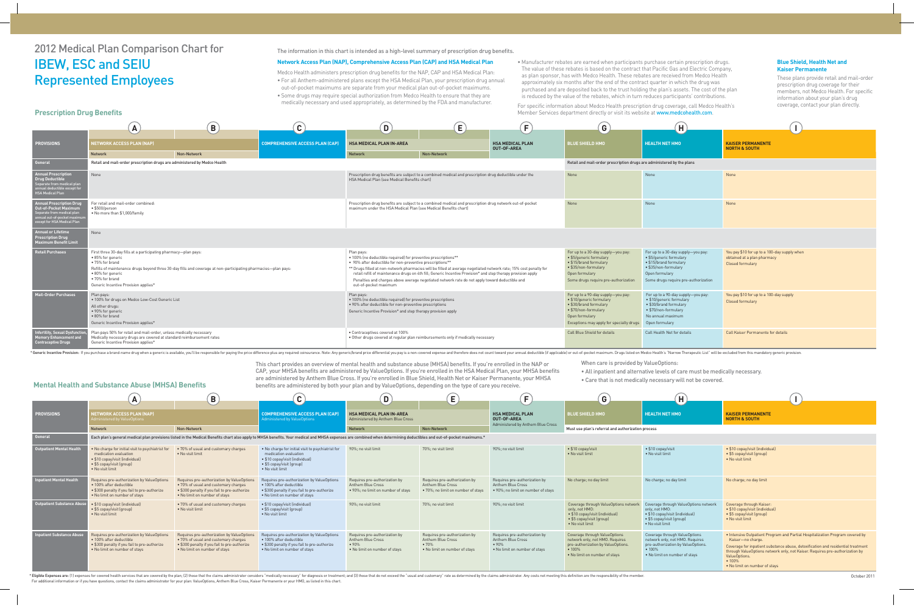# 2012 Medical Plan Comparison Chart for IBEW, ESC and SEIU Represented Employees

## Prescription Drug Benefits

The information in this chart is intended as a high-level summary of prescription drug benefits.

### Network Access Plan (NAP), Comprehensive Access Plan (CAP) and HSA Medical Plan

Medco Health administers prescription drug benefits for the NAP, CAP and HSA Medical Plan:

- For all Anthem-administered plans except the HSA Medical Plan, your prescription drug annual out-of-pocket maximums are separate from your medical plan out-of-pocket maximums.
- Some drugs may require special authorization from Medco Health to ensure that they are medically necessary and used appropriately, as determined by the FDA and manufacturer.
- Manufacturer rebates are earned when participants purchase certain prescription drugs. The value of these rebates is based on the contract that Pacific Gas and Electric Company, as plan sponsor, has with Medco Health. These rebates are received from Medco Health approximately six months after the end of the contract quarter in which the drug was purchased and are deposited back to the trust holding the plan's assets. The cost of the plan is reduced by the value of the rebates, which in turn reduces participants' contributions.

For specific information about Medco Health prescription drug coverage, call Medco Health's Member Services department directly or visit its website at www.medcohealth.com.

### Blue Shield, Health Net and Kaiser Permanente

These plans provide retail and mail-order prescription drug coverage for their members, not Medco Health. For specific information about your plan's drug coverage, contact your plan directly.

| PROVISIONS | A: NETWORK ACCESS PLAN (NAP) Network | B: NAP Non-Network | C: COMPREHENSIVE ACCESS PLAN (CAP) | D: HSA MEDICAL PLAN IN-AREA Network | E: HSA MEDICAL PLAN IN-AREA Non-Network | F: HSA MEDICAL PLAN OUT-OF-AREA | G: BLUE SHIELD HMO | H: HEALTH NET HMO | I: KAISER PERMANENTE NORTH & SOUTH |
|---|---|---|---|---|---|---|---|---|---|
| General | Retail and mail-order prescription drugs are administered by Medco Health | | | | | | Retail and mail-order prescription drugs are administered by the plans | | |
| Annual Prescription Drug Deductible (Separate from medical plan annual deductible except for HSA Medical Plan) | None | | | Prescription drug benefits are subject to a combined medical and prescription drug deductible under the HSA Medical Plan (see Medical Benefits chart) | | | None | None | None |
| Annual Prescription Drug Out-of-Pocket Maximum (Separate from medical plan annual out-of-pocket maximum except for HSA Medical Plan) | For retail and mail-order combined:<br>• $500/person<br>• No more than $1,000/family | | | Prescription drug benefits are subject to a combined medical and prescription drug network out-of-pocket maximum under the HSA Medical Plan (see Medical Benefits chart) | | | None | None | None |
| Annual or Lifetime Prescription Drug Maximum Benefit Limit | None | | | | | | | | |
| Retail Purchases | First three 30-day fills at a participating pharmacy—plan pays:<br>• 85% for generic<br>• 75% for brand<br>Refills of maintenance drugs beyond three 30-day fills and coverage at non-participating pharmacies—plan pays:<br>• 80% for generic<br>• 70% for brand<br>Generic Incentive Provision applies* | | | Plan pays:<br>• 100% (no deductible required) for preventive prescriptions**<br>• 90% after deductible for non-preventive prescriptions**<br>** Drugs filled at non-network pharmacies will be filled at average negotiated network rate; 15% cost penalty for retail refill of maintenance drugs on 4th fill; Generic Incentive Provision* and step therapy provision apply<br>Penalties and charges above average negotiated network rate do not apply toward deductible and out-of-pocket maximum | | | For up to a 30-day supply—you pay:<br>• $5/generic formulary<br>• $15/brand formulary<br>• $35/non-formulary<br>Open formulary<br>Some drugs require pre-authorization | For up to a 30-day supply—you pay:<br>• $5/generic formulary<br>• $15/brand formulary<br>• $35/non-formulary<br>Open formulary<br>Some drugs require pre-authorization | You pay $10 for up to a 100-day supply when obtained at a plan pharmacy<br>Closed formulary |
| Mail-Order Purchases | Plan pays:<br>• 100% for drugs on Medco Low-Cost Generic List<br>All other drugs:<br>• 90% for generic<br>• 80% for brand<br>Generic Incentive Provision applies* | | | Plan pays:<br>• 100% (no deductible required) for preventive prescriptions<br>• 90% after deductible for non-preventive prescriptions<br>Generic Incentive Provision* and step therapy provision apply | | | For up to a 90-day supply—you pay:<br>• $10/generic formulary<br>• $30/brand formulary<br>• $70/non-formulary<br>Open formulary<br>Exceptions may apply for specialty drugs | For up to a 90-day supply—you pay:<br>• $10/generic formulary<br>• $30/brand formulary<br>• $70/non-formulary<br>No annual maximum<br>Open formulary | You pay $10 for up to a 100-day supply<br>Closed formulary |
| Infertility, Sexual Dysfunction, Memory Enhancement and Contraceptive Drugs | Plan pays 50% for retail and mail-order, unless medically necessary<br>Medically necessary drugs are covered at standard reimbursement rates<br>Generic Incentive Provision applies* | | | • Contraceptives covered at 100%<br>• Other drugs covered at regular plan reimbursements only if medically necessary | | | Call Blue Shield for details | Call Health Net for details | Call Kaiser Permanente for details |

\* Generic Incentive Provision: If you purchase a brand-name drug when a generic is available, you'll be responsible for paying the price difference plus any required coinsurance. Note: Any generic/brand price differential you pay is a non-covered expense and therefore does not count toward your annual deductible (if applicable) or out-of-pocket maximum. Drugs listed on Medco Health's "Narrow Therapeutic List" will be excluded from this mandatory generic provision.

## Mental Health and Substance Abuse (MHSA) Benefits

This chart provides an overview of mental health and substance abuse (MHSA) benefits. If you're enrolled in the NAP or CAP, your MHSA benefits are administered by ValueOptions. If you're enrolled in the HSA Medical Plan, your MHSA benefits are administered by Anthem Blue Cross. If you're enrolled in Blue Shield, Health Net or Kaiser Permanente, your MHSA benefits are administered by both your plan and by ValueOptions, depending on the type of care you receive.

When care is provided by ValueOptions:

- All inpatient and alternative levels of care must be medically necessary.
- Care that is not medically necessary will not be covered.

| PROVISIONS | A: NETWORK ACCESS PLAN (NAP) Administered by ValueOptions — Network | B: NAP Non-Network | C: COMPREHENSIVE ACCESS PLAN (CAP) Administered by ValueOptions | D: HSA MEDICAL PLAN IN-AREA Administered by Anthem Blue Cross — Network | E: HSA MEDICAL PLAN IN-AREA Non-Network | F: HSA MEDICAL PLAN OUT-OF-AREA Administered by Anthem Blue Cross | G: BLUE SHIELD HMO | H: HEALTH NET HMO | I: KAISER PERMANENTE NORTH & SOUTH |
|---|---|---|---|---|---|---|---|---|---|
| | | | | | | | Must use plan's referral and authorization process | | |
| General | Each plan's general medical plan provisions listed in the Medical Benefits chart also apply to MHSA benefits. Your medical and MHSA expenses are combined when determining deductibles and out-of-pocket maximums.* | | | | | | | | |
| Outpatient Mental Health | • No charge for initial visit to psychiatrist for medication evaluation<br>• $10 copay/visit (individual)<br>• $5 copay/visit (group)<br>• No visit limit | • 70% of usual and customary charges<br>• No visit limit | • No charge for initial visit to psychiatrist for medication evaluation<br>• $10 copay/visit (individual)<br>• $5 copay/visit (group)<br>• No visit limit | 90%; no visit limit | 70%; no visit limit | 90%; no visit limit | • $10 copay/visit<br>• No visit limit | • $10 copay/visit<br>• No visit limit | • $10 copay/visit (individual)<br>• $5 copay/visit (group)<br>• No visit limit |
| Inpatient Mental Health | Requires pre-authorization by ValueOptions<br>• 100% after deductible<br>• $300 penalty if you fail to pre-authorize<br>• No limit on number of stays | Requires pre-authorization by ValueOptions<br>• 70% of usual and customary charges<br>• $300 penalty if you fail to pre-authorize<br>• No limit on number of stays | Requires pre-authorization by ValueOptions<br>• 100% after deductible<br>• $300 penalty if you fail to pre-authorize<br>• No limit on number of stays | Requires pre-authorization by Anthem Blue Cross<br>• 90%; no limit on number of stays | Requires pre-authorization by Anthem Blue Cross<br>• 70%; no limit on number of stays | Requires pre-authorization by Anthem Blue Cross<br>• 90%; no limit on number of stays | No charge; no day limit | No charge; no day limit | No charge; no day limit |
| Outpatient Substance Abuse | • $10 copay/visit (individual)<br>• $5 copay/visit (group)<br>• No visit limit | • 70% of usual and customary charges<br>• No visit limit | • $10 copay/visit (individual)<br>• $5 copay/visit (group)<br>• No visit limit | 90%; no visit limit | 70%; no visit limit | 90%; no visit limit | Coverage through ValueOptions network only, not HMO:<br>• $10 copay/visit (individual)<br>• $5 copay/visit (group)<br>• No visit limit | Coverage through ValueOptions network only, not HMO:<br>• $10 copay/visit (individual)<br>• $5 copay/visit (group)<br>• No visit limit | Coverage through Kaiser:<br>• $10 copay/visit (individual)<br>• $5 copay/visit (group)<br>• No visit limit |
| Inpatient Substance Abuse | Requires pre-authorization by ValueOptions<br>• 100% after deductible<br>• $300 penalty if you fail to pre-authorize<br>• No limit on number of stays | Requires pre-authorization by ValueOptions<br>• 70% of usual and customary charges<br>• $300 penalty if you fail to pre-authorize<br>• No limit on number of stays | Requires pre-authorization by ValueOptions<br>• 100% after deductible<br>• $300 penalty if you fail to pre-authorize<br>• No limit on number of stays | Requires pre-authorization by Anthem Blue Cross<br>• 90%<br>• No limit on number of stays | Requires pre-authorization by Anthem Blue Cross<br>• 70%<br>• No limit on number of stays | Requires pre-authorization by Anthem Blue Cross<br>• 90%<br>• No limit on number of stays | Coverage through ValueOptions network only, not HMO. Requires pre-authorization by ValueOptions.<br>• 100%<br>• No limit on number of stays | Coverage through ValueOptions network only, not HMO. Requires pre-authorization by ValueOptions.<br>• 100%<br>• No limit on number of stays | • Intensive Outpatient Program and Partial Hospitalization Program covered by Kaiser—no charge.<br>Coverage for inpatient substance abuse, detoxification and residential treatment through ValueOptions network only, not Kaiser. Requires pre-authorization by ValueOptions.<br>• 100%<br>• No limit on number of stays |

\* Eligible Expenses are: (1) expenses for covered health services that are covered by the plan; (2) those that the claims administrator considers "medically necessary" for diagnosis or treatment; and (3) those that do not exceed the "usual and customary" rate as determined by the claims administrator. Any costs not meeting this definition are the responsibility of the member.

For additional information or if you have questions, contact the claims administrator for your plan: ValueOptions, Anthem Blue Cross, Kaiser Permanente or your HMO, as listed in this chart.

October 2011